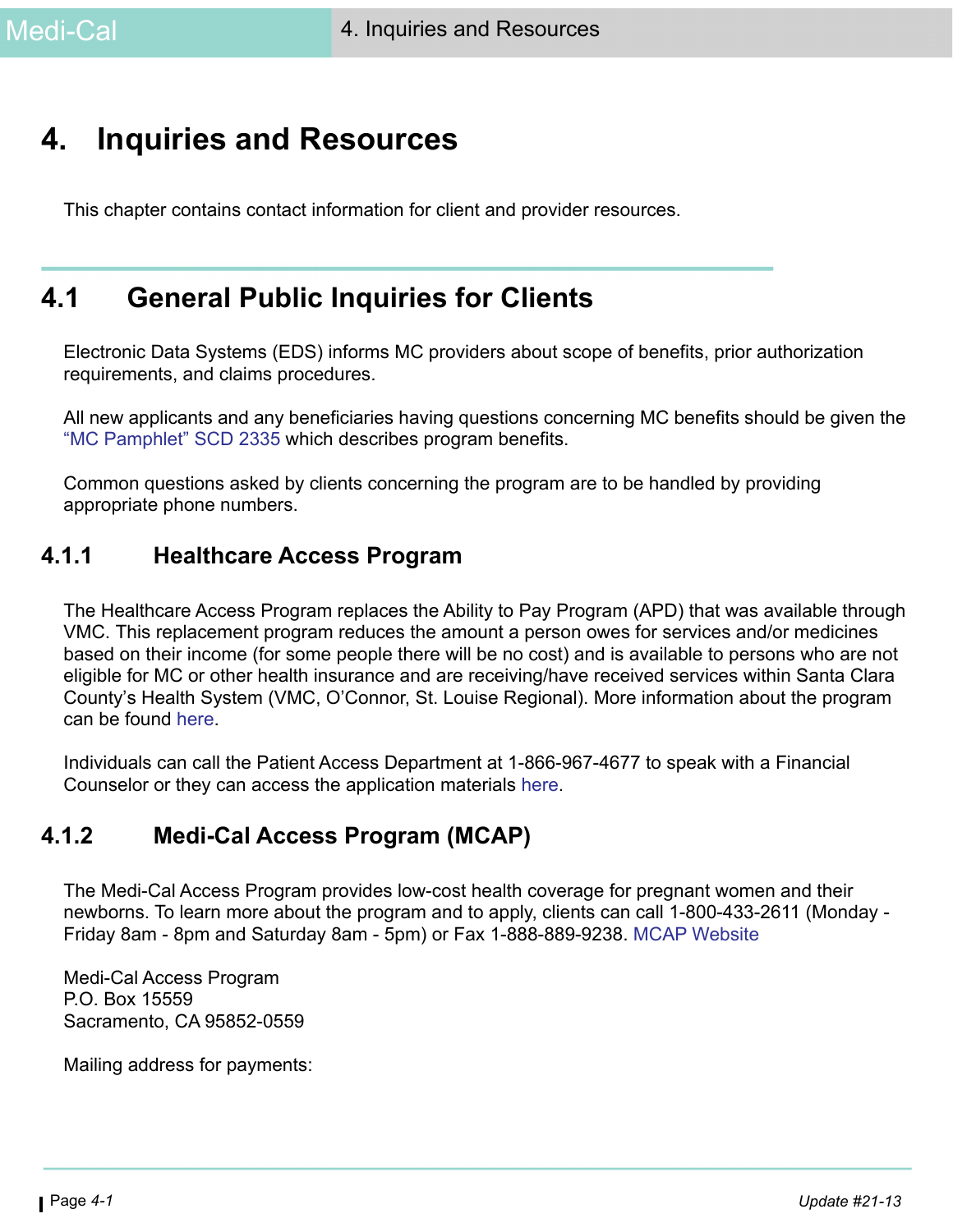# 4. Inquiries and Resources

This chapter contains contact information for client and provider resources.

## 4.1 General Public Inquiries for Clients

Electronic Data Systems (EDS) informs MC providers about scope of benefits, prior authorization requirements, and claims procedures.

All new applicants and any beneficiaries having questions concerning MC benefits should be given the "MC Pamphlet" SCD 2335 which describes program benefits.

Common questions asked by clients concerning the program are to be handled by providing appropriate phone numbers.

### 4.1.1 Healthcare Access Program

The Healthcare Access Program replaces the Ability to Pay Program (APD) that was available through VMC. This replacement program reduces the amount a person owes for services and/or medicines based on their income (for some people there will be no cost) and is available to persons who are not eligible for MC or other health insurance and are receiving/have received services within Santa Clara County's Health System (VMC, O'Connor, St. Louise Regional). More information about the program can be found here.

Individuals can call the Patient Access Department at 1-866-967-4677 to speak with a Financial Counselor or they can access the application materials here.

### 4.1.2 Medi-Cal Access Program (MCAP)

The Medi-Cal Access Program provides low-cost health coverage for pregnant women and their newborns. To learn more about the program and to apply, clients can call 1-800-433-2611 (Monday - Friday 8am - 8pm and Saturday 8am - 5pm) or Fax 1-888-889-9238. MCAP Website

Medi-Cal Access Program
P.O. Box 15559
Sacramento, CA 95852-0559

Mailing address for payments: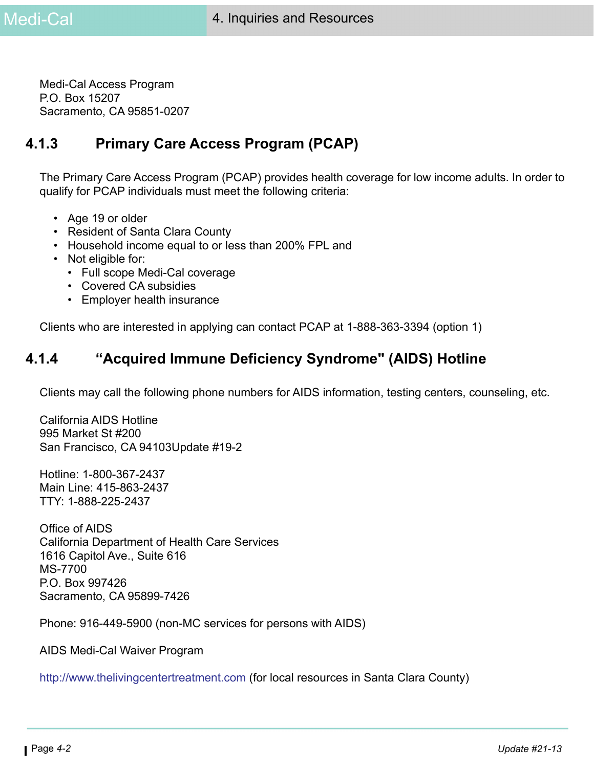Medi-Cal Access Program
P.O. Box 15207
Sacramento, CA 95851-0207

### 4.1.3 Primary Care Access Program (PCAP)

The Primary Care Access Program (PCAP) provides health coverage for low income adults. In order to qualify for PCAP individuals must meet the following criteria:

- Age 19 or older
- Resident of Santa Clara County
- Household income equal to or less than 200% FPL and
- Not eligible for:
  - Full scope Medi-Cal coverage
  - Covered CA subsidies
  - Employer health insurance

Clients who are interested in applying can contact PCAP at 1-888-363-3394 (option 1)

### 4.1.4 "Acquired Immune Deficiency Syndrome" (AIDS) Hotline

Clients may call the following phone numbers for AIDS information, testing centers, counseling, etc.

California AIDS Hotline
995 Market St #200
San Francisco, CA 94103Update #19-2

Hotline: 1-800-367-2437
Main Line: 415-863-2437
TTY: 1-888-225-2437

Office of AIDS
California Department of Health Care Services
1616 Capitol Ave., Suite 616
MS-7700
P.O. Box 997426
Sacramento, CA 95899-7426

Phone: 916-449-5900 (non-MC services for persons with AIDS)

AIDS Medi-Cal Waiver Program

http://www.thelivingcentertreatment.com (for local resources in Santa Clara County)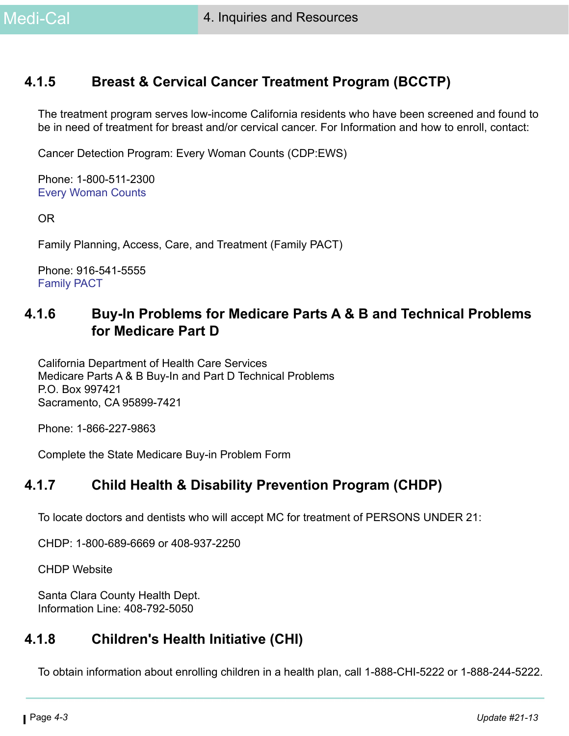### 4.1.5 Breast & Cervical Cancer Treatment Program (BCCTP)

The treatment program serves low-income California residents who have been screened and found to be in need of treatment for breast and/or cervical cancer. For Information and how to enroll, contact:

Cancer Detection Program: Every Woman Counts (CDP:EWS)

Phone: 1-800-511-2300
Every Woman Counts

OR

Family Planning, Access, Care, and Treatment (Family PACT)

Phone: 916-541-5555
Family PACT

### 4.1.6 Buy-In Problems for Medicare Parts A & B and Technical Problems for Medicare Part D

California Department of Health Care Services
Medicare Parts A & B Buy-In and Part D Technical Problems
P.O. Box 997421
Sacramento, CA 95899-7421

Phone: 1-866-227-9863

Complete the State Medicare Buy-in Problem Form

### 4.1.7 Child Health & Disability Prevention Program (CHDP)

To locate doctors and dentists who will accept MC for treatment of PERSONS UNDER 21:

CHDP: 1-800-689-6669 or 408-937-2250

CHDP Website

Santa Clara County Health Dept.
Information Line: 408-792-5050

### 4.1.8 Children's Health Initiative (CHI)

To obtain information about enrolling children in a health plan, call 1-888-CHI-5222 or 1-888-244-5222.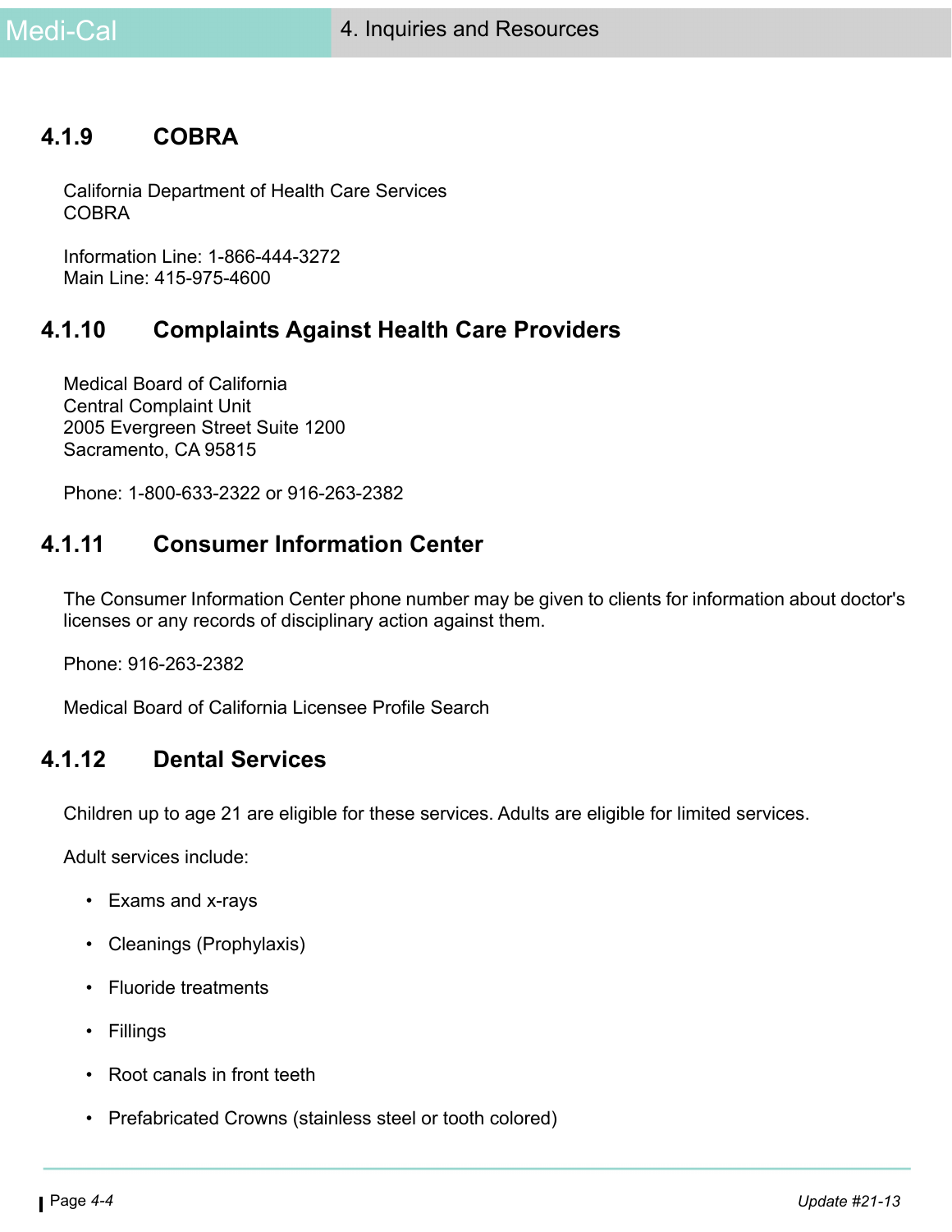### 4.1.9 COBRA

California Department of Health Care Services
COBRA

Information Line: 1-866-444-3272
Main Line: 415-975-4600

### 4.1.10 Complaints Against Health Care Providers

Medical Board of California
Central Complaint Unit
2005 Evergreen Street Suite 1200
Sacramento, CA 95815

Phone: 1-800-633-2322 or 916-263-2382

### 4.1.11 Consumer Information Center

The Consumer Information Center phone number may be given to clients for information about doctor's licenses or any records of disciplinary action against them.

Phone: 916-263-2382

Medical Board of California Licensee Profile Search

### 4.1.12 Dental Services

Children up to age 21 are eligible for these services. Adults are eligible for limited services.

Adult services include:

- Exams and x-rays
- Cleanings (Prophylaxis)
- Fluoride treatments
- Fillings
- Root canals in front teeth
- Prefabricated Crowns (stainless steel or tooth colored)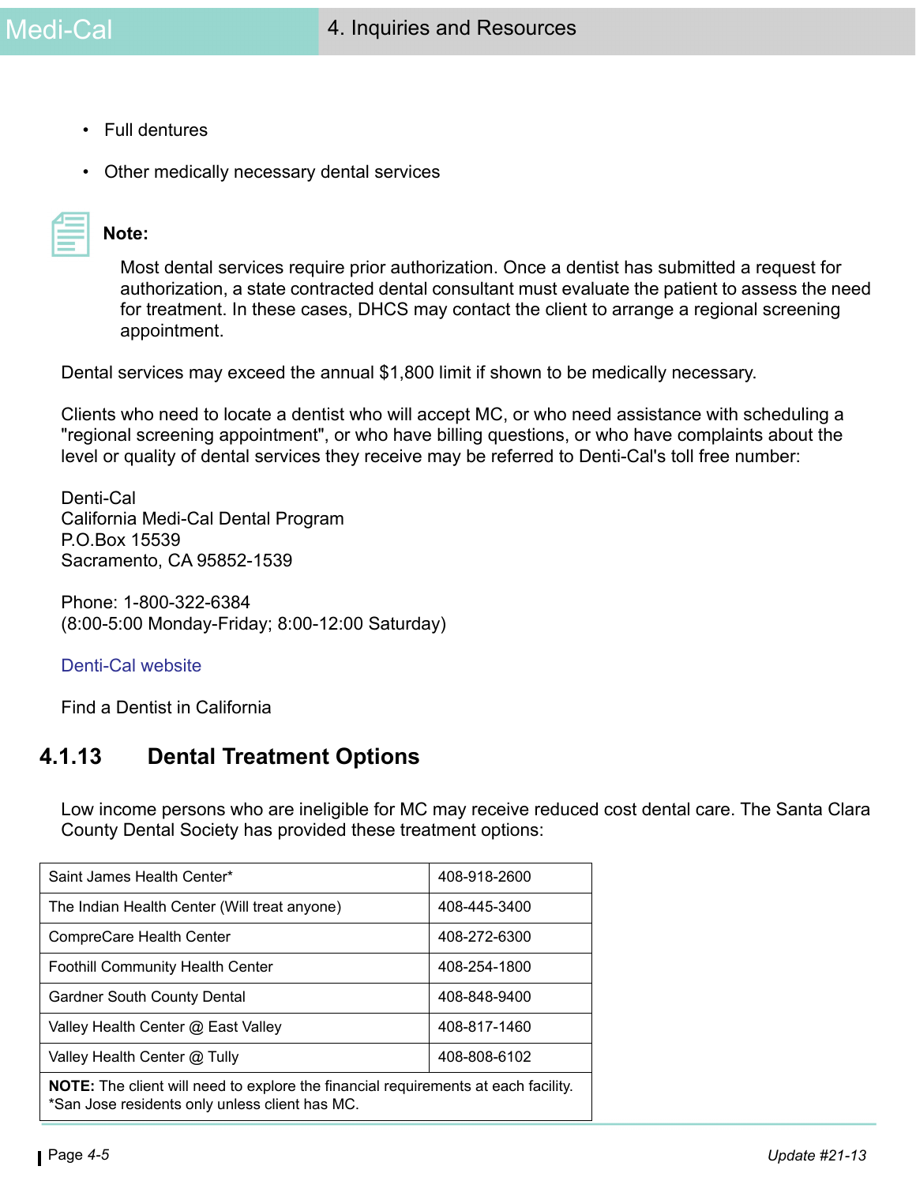- Full dentures
- Other medically necessary dental services

**Note:**

Most dental services require prior authorization. Once a dentist has submitted a request for authorization, a state contracted dental consultant must evaluate the patient to assess the need for treatment. In these cases, DHCS may contact the client to arrange a regional screening appointment.

Dental services may exceed the annual $1,800 limit if shown to be medically necessary.

Clients who need to locate a dentist who will accept MC, or who need assistance with scheduling a "regional screening appointment", or who have billing questions, or who have complaints about the level or quality of dental services they receive may be referred to Denti-Cal's toll free number:

Denti-Cal
California Medi-Cal Dental Program
P.O.Box 15539
Sacramento, CA 95852-1539

Phone: 1-800-322-6384
(8:00-5:00 Monday-Friday; 8:00-12:00 Saturday)

Denti-Cal website

Find a Dentist in California

### 4.1.13 Dental Treatment Options

Low income persons who are ineligible for MC may receive reduced cost dental care. The Santa Clara County Dental Society has provided these treatment options:

| | |
|---|---|
| Saint James Health Center* | 408-918-2600 |
| The Indian Health Center (Will treat anyone) | 408-445-3400 |
| CompreCare Health Center | 408-272-6300 |
| Foothill Community Health Center | 408-254-1800 |
| Gardner South County Dental | 408-848-9400 |
| Valley Health Center @ East Valley | 408-817-1460 |
| Valley Health Center @ Tully | 408-808-6102 |
| **NOTE:** The client will need to explore the financial requirements at each facility. *San Jose residents only unless client has MC. | |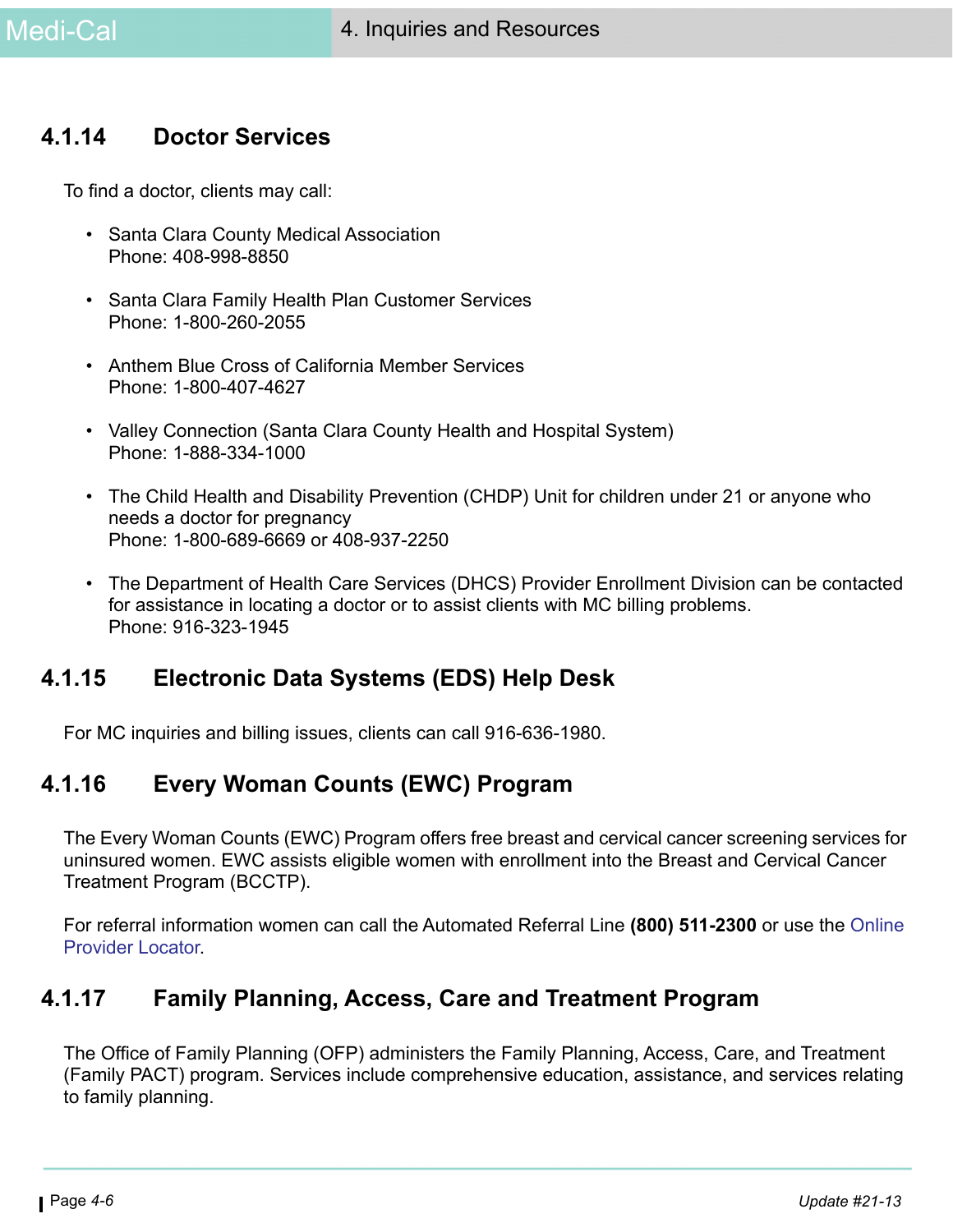## 4.1.14 Doctor Services

To find a doctor, clients may call:

- Santa Clara County Medical Association
  Phone: 408-998-8850

- Santa Clara Family Health Plan Customer Services
  Phone: 1-800-260-2055

- Anthem Blue Cross of California Member Services
  Phone: 1-800-407-4627

- Valley Connection (Santa Clara County Health and Hospital System)
  Phone: 1-888-334-1000

- The Child Health and Disability Prevention (CHDP) Unit for children under 21 or anyone who needs a doctor for pregnancy
  Phone: 1-800-689-6669 or 408-937-2250

- The Department of Health Care Services (DHCS) Provider Enrollment Division can be contacted for assistance in locating a doctor or to assist clients with MC billing problems.
  Phone: 916-323-1945

## 4.1.15 Electronic Data Systems (EDS) Help Desk

For MC inquiries and billing issues, clients can call 916-636-1980.

## 4.1.16 Every Woman Counts (EWC) Program

The Every Woman Counts (EWC) Program offers free breast and cervical cancer screening services for uninsured women. EWC assists eligible women with enrollment into the Breast and Cervical Cancer Treatment Program (BCCTP).

For referral information women can call the Automated Referral Line **(800) 511-2300** or use the Online Provider Locator.

## 4.1.17 Family Planning, Access, Care and Treatment Program

The Office of Family Planning (OFP) administers the Family Planning, Access, Care, and Treatment (Family PACT) program. Services include comprehensive education, assistance, and services relating to family planning.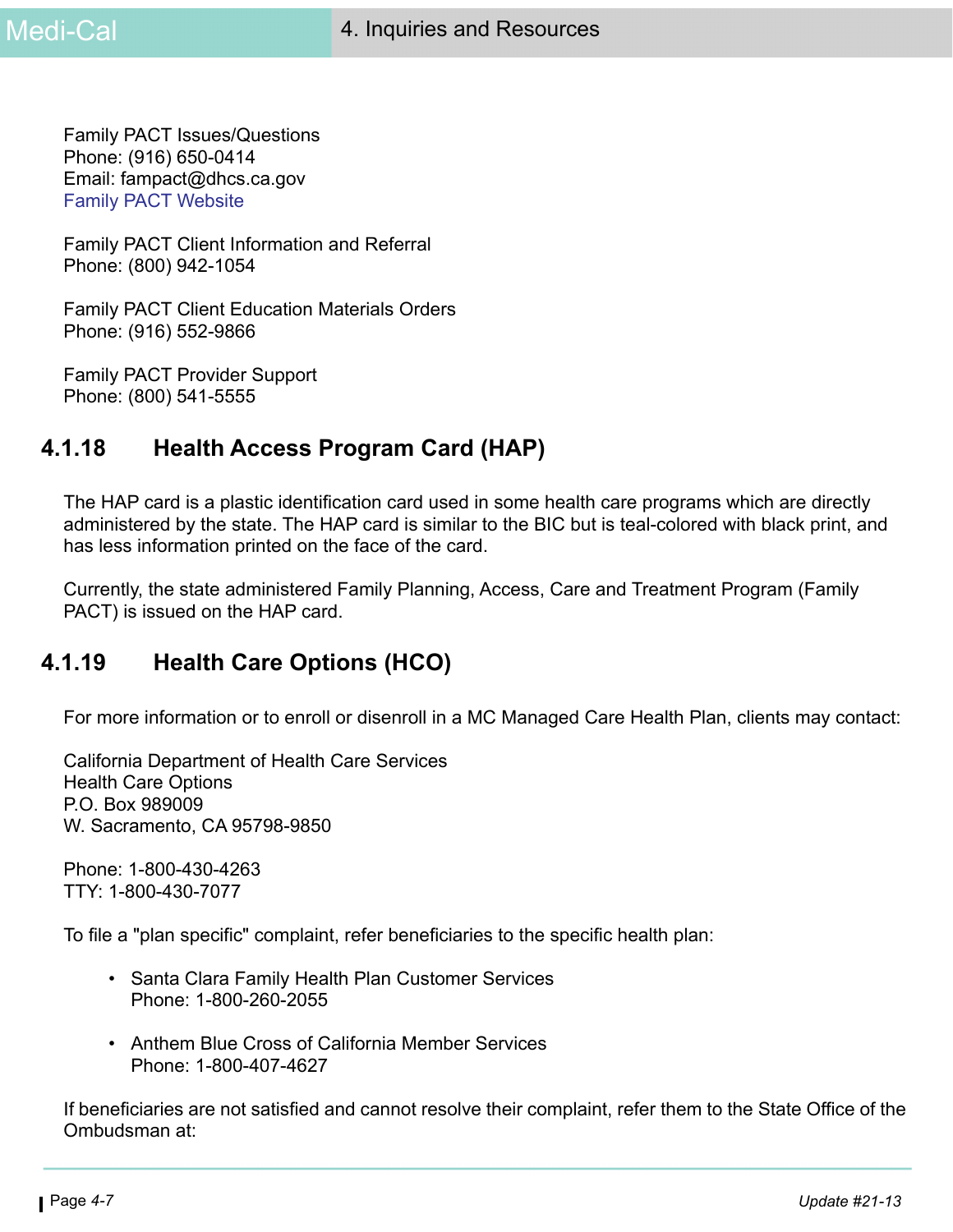Family PACT Issues/Questions
Phone: (916) 650-0414
Email: fampact@dhcs.ca.gov
Family PACT Website

Family PACT Client Information and Referral
Phone: (800) 942-1054

Family PACT Client Education Materials Orders
Phone: (916) 552-9866

Family PACT Provider Support
Phone: (800) 541-5555

## 4.1.18 Health Access Program Card (HAP)

The HAP card is a plastic identification card used in some health care programs which are directly administered by the state. The HAP card is similar to the BIC but is teal-colored with black print, and has less information printed on the face of the card.

Currently, the state administered Family Planning, Access, Care and Treatment Program (Family PACT) is issued on the HAP card.

## 4.1.19 Health Care Options (HCO)

For more information or to enroll or disenroll in a MC Managed Care Health Plan, clients may contact:

California Department of Health Care Services
Health Care Options
P.O. Box 989009
W. Sacramento, CA 95798-9850

Phone: 1-800-430-4263
TTY: 1-800-430-7077

To file a "plan specific" complaint, refer beneficiaries to the specific health plan:

- Santa Clara Family Health Plan Customer Services
  Phone: 1-800-260-2055

- Anthem Blue Cross of California Member Services
  Phone: 1-800-407-4627

If beneficiaries are not satisfied and cannot resolve their complaint, refer them to the State Office of the Ombudsman at: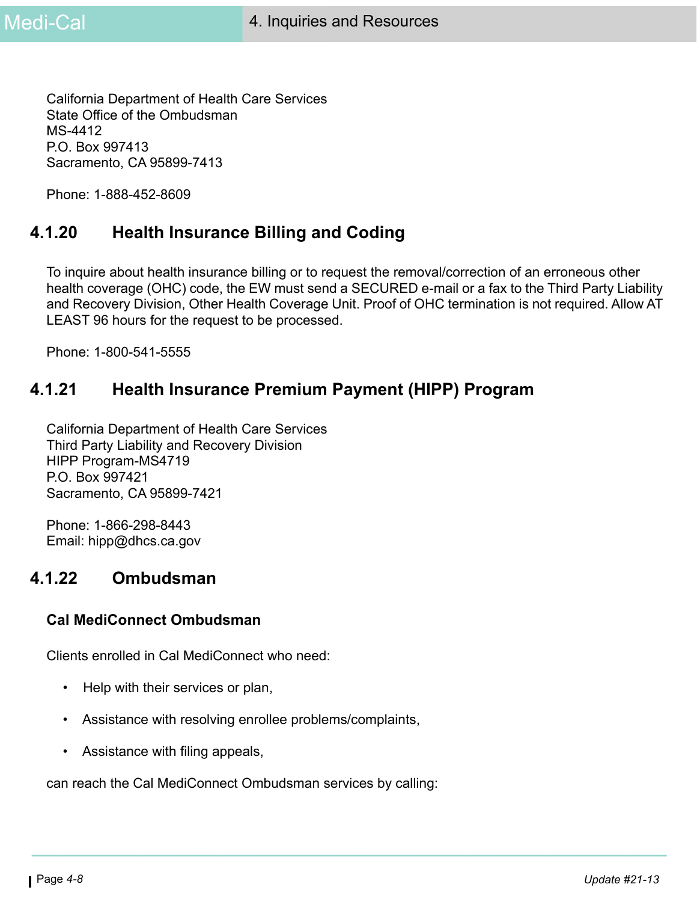California Department of Health Care Services
State Office of the Ombudsman
MS-4412
P.O. Box 997413
Sacramento, CA 95899-7413

Phone: 1-888-452-8609

### 4.1.20 Health Insurance Billing and Coding

To inquire about health insurance billing or to request the removal/correction of an erroneous other health coverage (OHC) code, the EW must send a SECURED e-mail or a fax to the Third Party Liability and Recovery Division, Other Health Coverage Unit. Proof of OHC termination is not required. Allow AT LEAST 96 hours for the request to be processed.

Phone: 1-800-541-5555

### 4.1.21 Health Insurance Premium Payment (HIPP) Program

California Department of Health Care Services
Third Party Liability and Recovery Division
HIPP Program-MS4719
P.O. Box 997421
Sacramento, CA 95899-7421

Phone: 1-866-298-8443
Email: hipp@dhcs.ca.gov

### 4.1.22 Ombudsman

**Cal MediConnect Ombudsman**

Clients enrolled in Cal MediConnect who need:

- Help with their services or plan,
- Assistance with resolving enrollee problems/complaints,
- Assistance with filing appeals,

can reach the Cal MediConnect Ombudsman services by calling: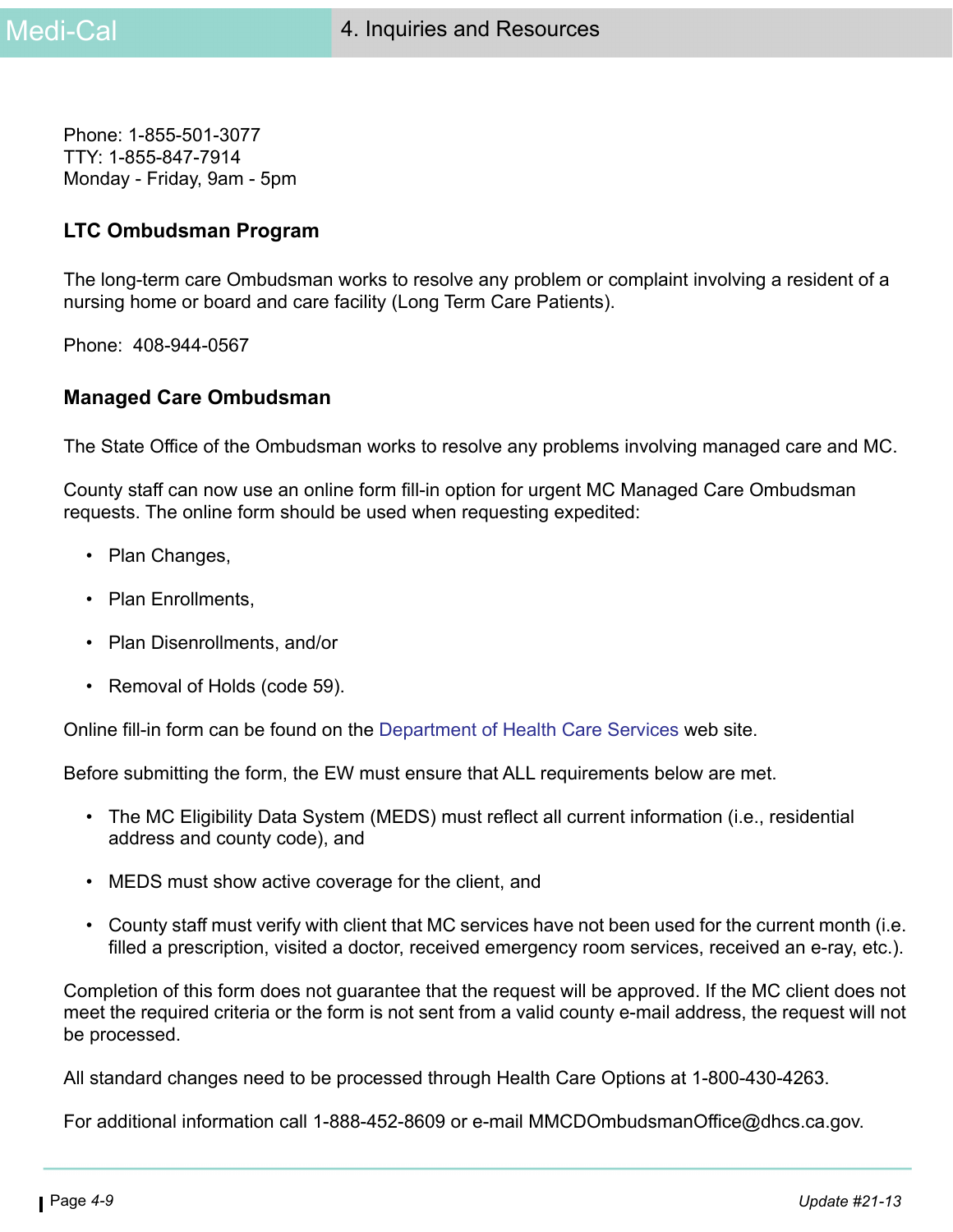Phone: 1-855-501-3077
TTY: 1-855-847-7914
Monday - Friday, 9am - 5pm

### LTC Ombudsman Program

The long-term care Ombudsman works to resolve any problem or complaint involving a resident of a nursing home or board and care facility (Long Term Care Patients).

Phone: 408-944-0567

### Managed Care Ombudsman

The State Office of the Ombudsman works to resolve any problems involving managed care and MC.

County staff can now use an online form fill-in option for urgent MC Managed Care Ombudsman requests. The online form should be used when requesting expedited:

- Plan Changes,
- Plan Enrollments,
- Plan Disenrollments, and/or
- Removal of Holds (code 59).

Online fill-in form can be found on the Department of Health Care Services web site.

Before submitting the form, the EW must ensure that ALL requirements below are met.

- The MC Eligibility Data System (MEDS) must reflect all current information (i.e., residential address and county code), and
- MEDS must show active coverage for the client, and
- County staff must verify with client that MC services have not been used for the current month (i.e. filled a prescription, visited a doctor, received emergency room services, received an e-ray, etc.).

Completion of this form does not guarantee that the request will be approved. If the MC client does not meet the required criteria or the form is not sent from a valid county e-mail address, the request will not be processed.

All standard changes need to be processed through Health Care Options at 1-800-430-4263.

For additional information call 1-888-452-8609 or e-mail MMCDOmbudsmanOffice@dhcs.ca.gov.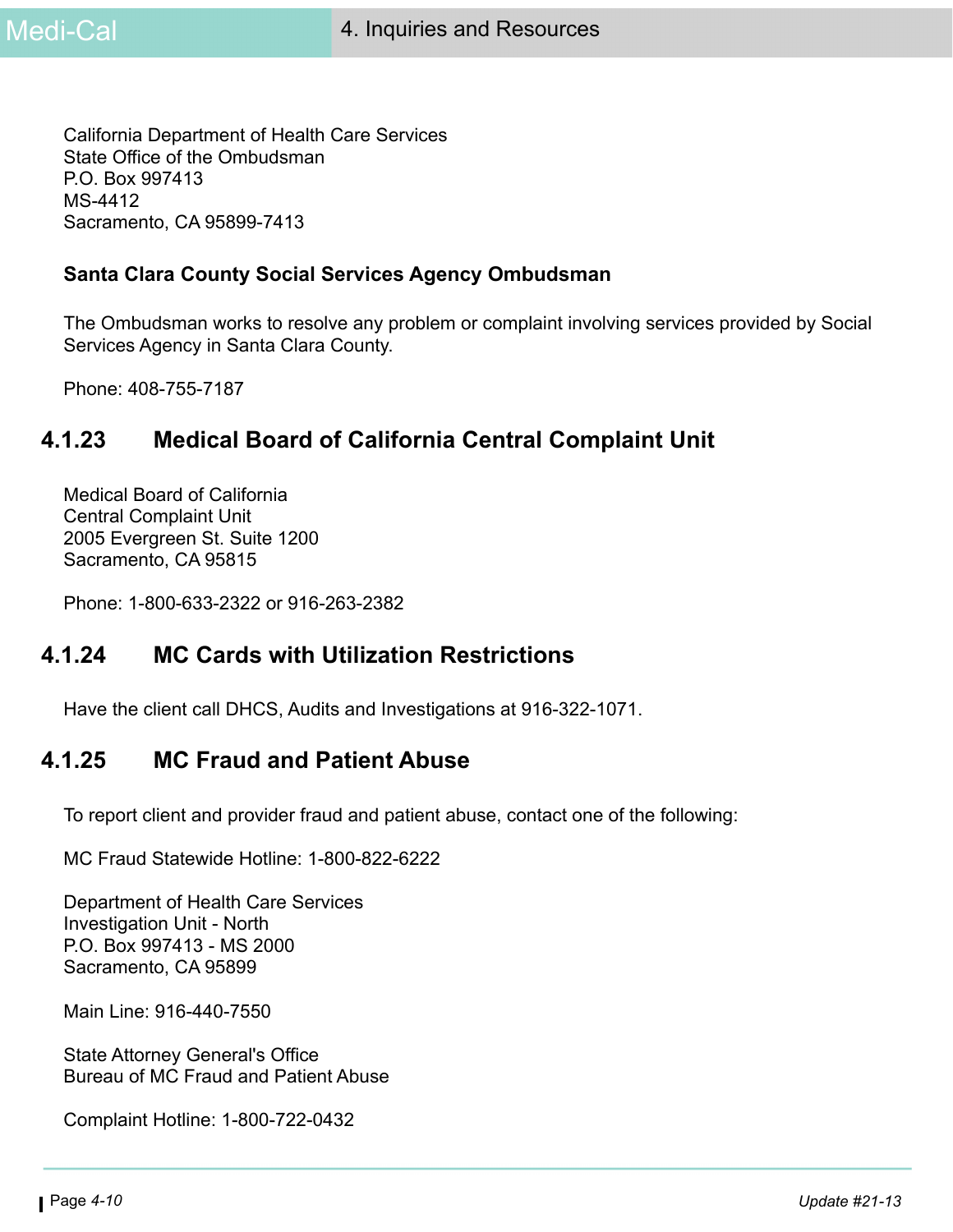California Department of Health Care Services
State Office of the Ombudsman
P.O. Box 997413
MS-4412
Sacramento, CA 95899-7413

**Santa Clara County Social Services Agency Ombudsman**

The Ombudsman works to resolve any problem or complaint involving services provided by Social Services Agency in Santa Clara County.

Phone: 408-755-7187

### 4.1.23 Medical Board of California Central Complaint Unit

Medical Board of California
Central Complaint Unit
2005 Evergreen St. Suite 1200
Sacramento, CA 95815

Phone: 1-800-633-2322 or 916-263-2382

### 4.1.24 MC Cards with Utilization Restrictions

Have the client call DHCS, Audits and Investigations at 916-322-1071.

### 4.1.25 MC Fraud and Patient Abuse

To report client and provider fraud and patient abuse, contact one of the following:

MC Fraud Statewide Hotline: 1-800-822-6222

Department of Health Care Services
Investigation Unit - North
P.O. Box 997413 - MS 2000
Sacramento, CA 95899

Main Line: 916-440-7550

State Attorney General's Office
Bureau of MC Fraud and Patient Abuse

Complaint Hotline: 1-800-722-0432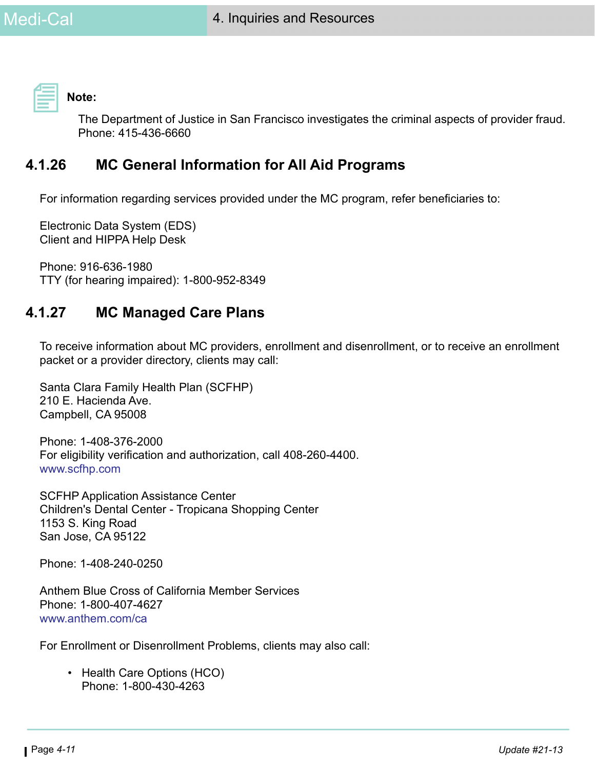**Note:**

The Department of Justice in San Francisco investigates the criminal aspects of provider fraud. Phone: 415-436-6660

### 4.1.26 MC General Information for All Aid Programs

For information regarding services provided under the MC program, refer beneficiaries to:

Electronic Data System (EDS)
Client and HIPPA Help Desk

Phone: 916-636-1980
TTY (for hearing impaired): 1-800-952-8349

### 4.1.27 MC Managed Care Plans

To receive information about MC providers, enrollment and disenrollment, or to receive an enrollment packet or a provider directory, clients may call:

Santa Clara Family Health Plan (SCFHP)
210 E. Hacienda Ave.
Campbell, CA 95008

Phone: 1-408-376-2000
For eligibility verification and authorization, call 408-260-4400.
www.scfhp.com

SCFHP Application Assistance Center
Children's Dental Center - Tropicana Shopping Center
1153 S. King Road
San Jose, CA 95122

Phone: 1-408-240-0250

Anthem Blue Cross of California Member Services
Phone: 1-800-407-4627
www.anthem.com/ca

For Enrollment or Disenrollment Problems, clients may also call:

- Health Care Options (HCO)
  Phone: 1-800-430-4263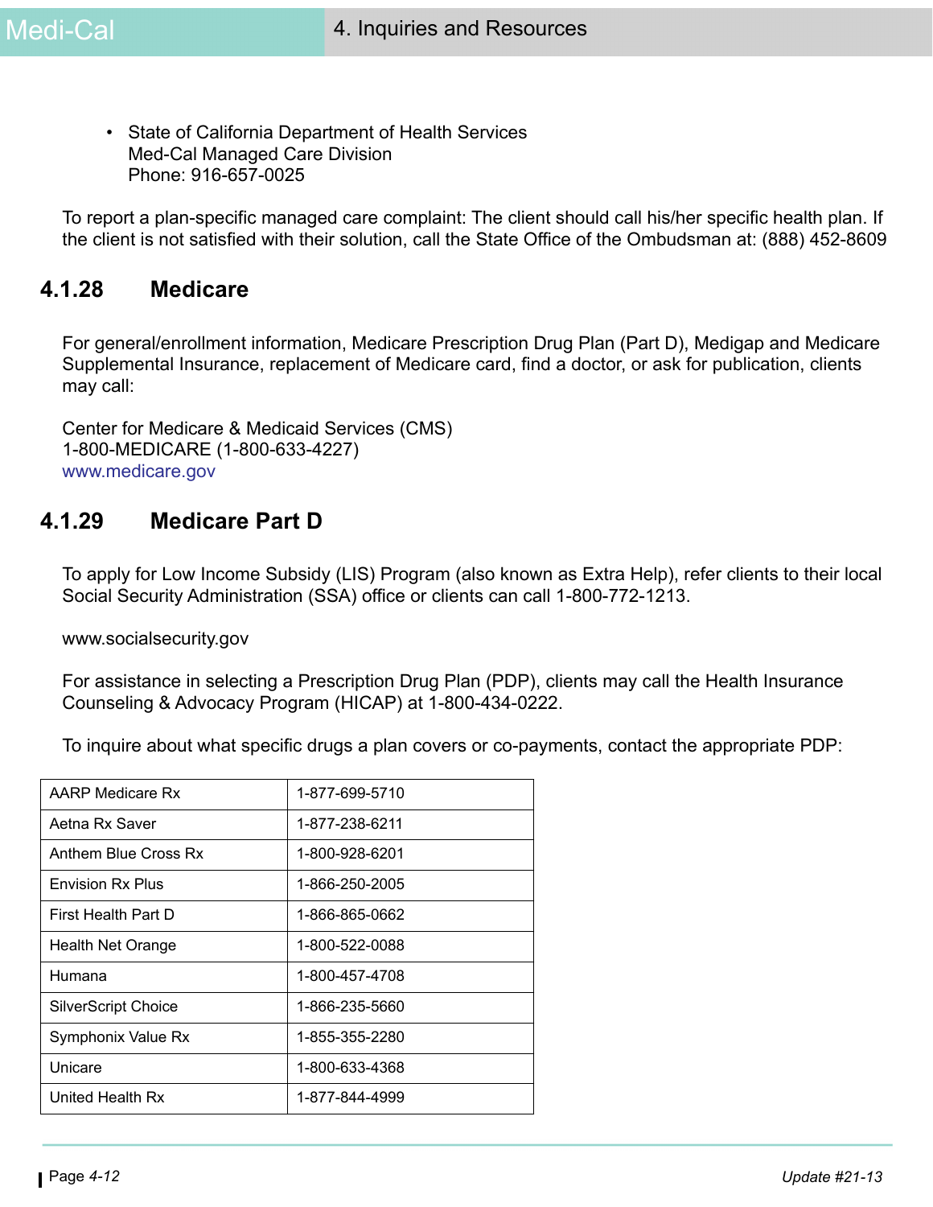- State of California Department of Health Services
  Med-Cal Managed Care Division
  Phone: 916-657-0025

To report a plan-specific managed care complaint: The client should call his/her specific health plan. If the client is not satisfied with their solution, call the State Office of the Ombudsman at: (888) 452-8609

### 4.1.28 Medicare

For general/enrollment information, Medicare Prescription Drug Plan (Part D), Medigap and Medicare Supplemental Insurance, replacement of Medicare card, find a doctor, or ask for publication, clients may call:

Center for Medicare & Medicaid Services (CMS)
1-800-MEDICARE (1-800-633-4227)
www.medicare.gov

### 4.1.29 Medicare Part D

To apply for Low Income Subsidy (LIS) Program (also known as Extra Help), refer clients to their local Social Security Administration (SSA) office or clients can call 1-800-772-1213.

www.socialsecurity.gov

For assistance in selecting a Prescription Drug Plan (PDP), clients may call the Health Insurance Counseling & Advocacy Program (HICAP) at 1-800-434-0222.

To inquire about what specific drugs a plan covers or co-payments, contact the appropriate PDP:

| | |
|---|---|
| AARP Medicare Rx | 1-877-699-5710 |
| Aetna Rx Saver | 1-877-238-6211 |
| Anthem Blue Cross Rx | 1-800-928-6201 |
| Envision Rx Plus | 1-866-250-2005 |
| First Health Part D | 1-866-865-0662 |
| Health Net Orange | 1-800-522-0088 |
| Humana | 1-800-457-4708 |
| SilverScript Choice | 1-866-235-5660 |
| Symphonix Value Rx | 1-855-355-2280 |
| Unicare | 1-800-633-4368 |
| United Health Rx | 1-877-844-4999 |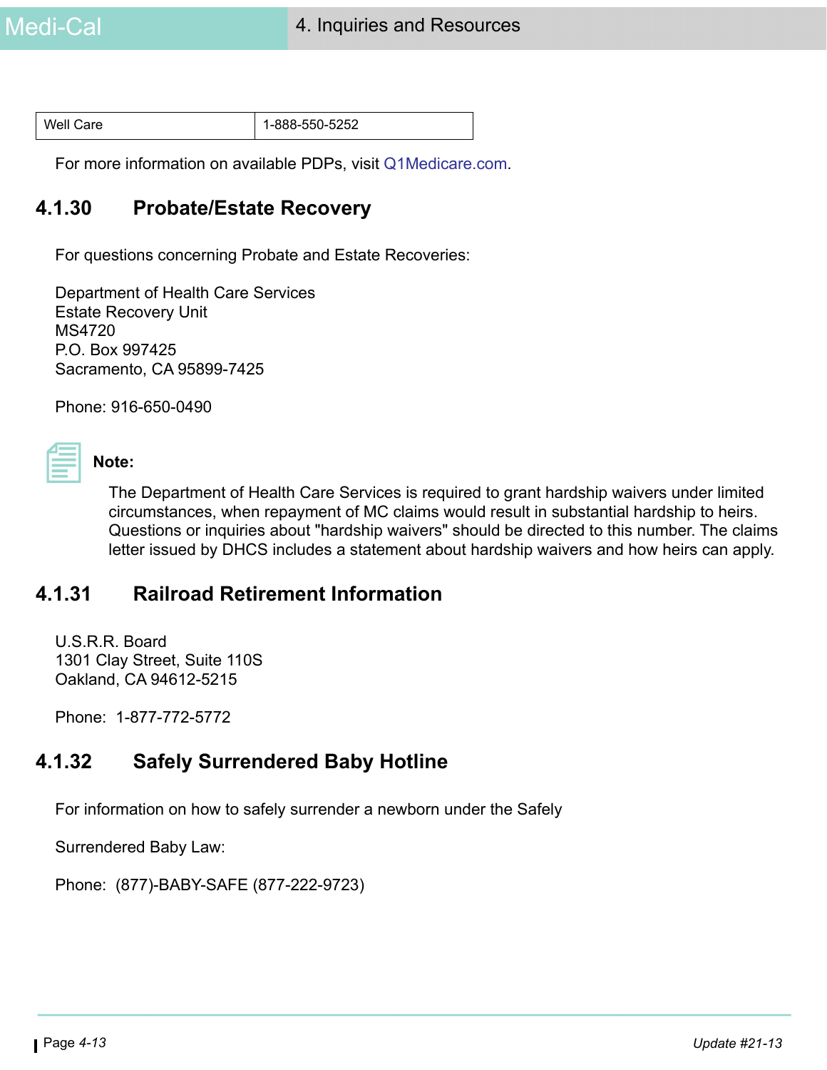| Well Care | 1-888-550-5252 |
| --- | --- |

For more information on available PDPs, visit Q1Medicare.com.

## 4.1.30 Probate/Estate Recovery

For questions concerning Probate and Estate Recoveries:

Department of Health Care Services
Estate Recovery Unit
MS4720
P.O. Box 997425
Sacramento, CA 95899-7425

Phone: 916-650-0490

**Note:**

The Department of Health Care Services is required to grant hardship waivers under limited circumstances, when repayment of MC claims would result in substantial hardship to heirs. Questions or inquiries about "hardship waivers" should be directed to this number. The claims letter issued by DHCS includes a statement about hardship waivers and how heirs can apply.

## 4.1.31 Railroad Retirement Information

U.S.R.R. Board
1301 Clay Street, Suite 110S
Oakland, CA 94612-5215

Phone: 1-877-772-5772

## 4.1.32 Safely Surrendered Baby Hotline

For information on how to safely surrender a newborn under the Safely

Surrendered Baby Law:

Phone: (877)-BABY-SAFE (877-222-9723)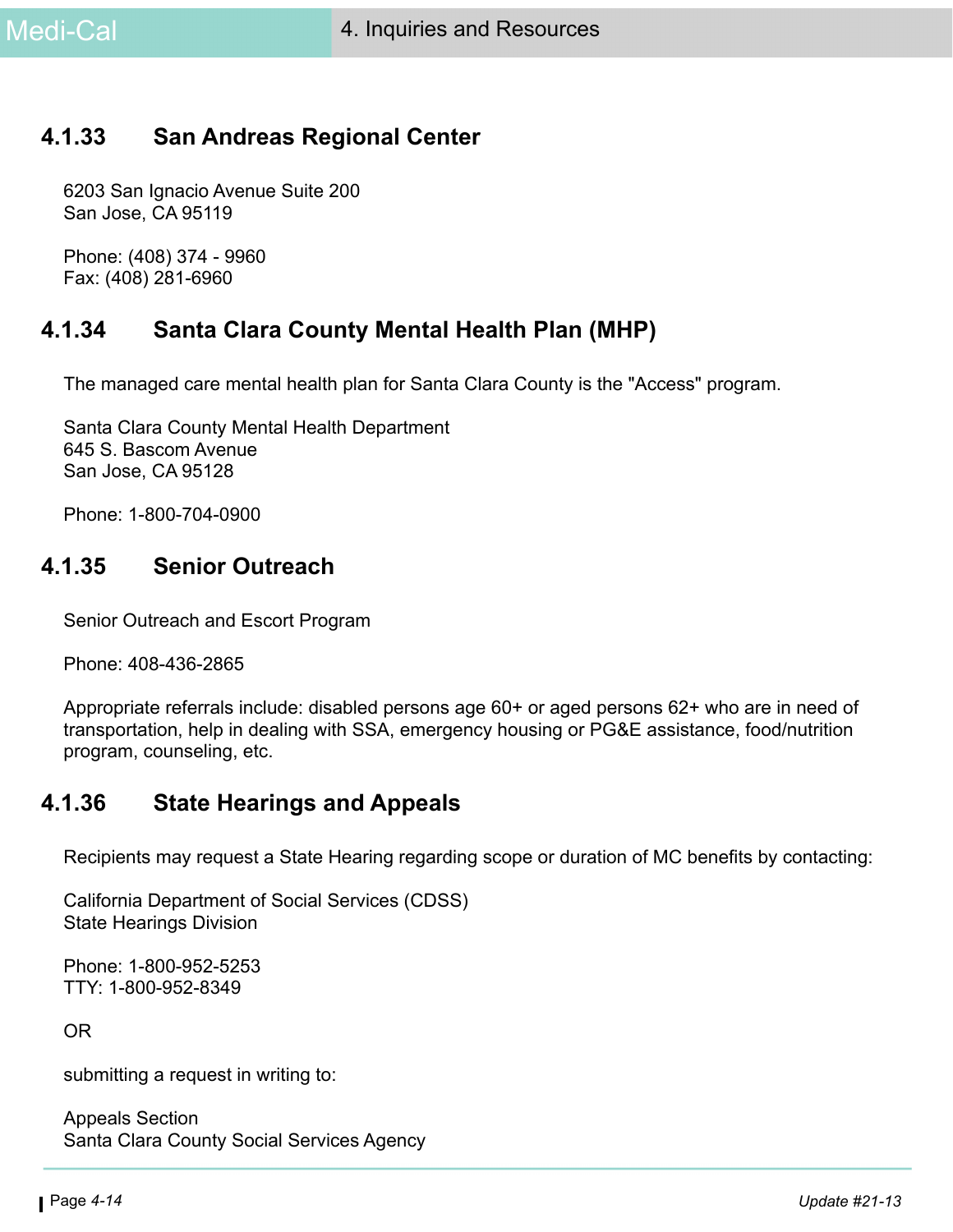### 4.1.33 San Andreas Regional Center

6203 San Ignacio Avenue Suite 200
San Jose, CA 95119

Phone: (408) 374 - 9960
Fax: (408) 281-6960

### 4.1.34 Santa Clara County Mental Health Plan (MHP)

The managed care mental health plan for Santa Clara County is the "Access" program.

Santa Clara County Mental Health Department
645 S. Bascom Avenue
San Jose, CA 95128

Phone: 1-800-704-0900

### 4.1.35 Senior Outreach

Senior Outreach and Escort Program

Phone: 408-436-2865

Appropriate referrals include: disabled persons age 60+ or aged persons 62+ who are in need of transportation, help in dealing with SSA, emergency housing or PG&E assistance, food/nutrition program, counseling, etc.

### 4.1.36 State Hearings and Appeals

Recipients may request a State Hearing regarding scope or duration of MC benefits by contacting:

California Department of Social Services (CDSS)
State Hearings Division

Phone: 1-800-952-5253
TTY: 1-800-952-8349

OR

submitting a request in writing to:

Appeals Section
Santa Clara County Social Services Agency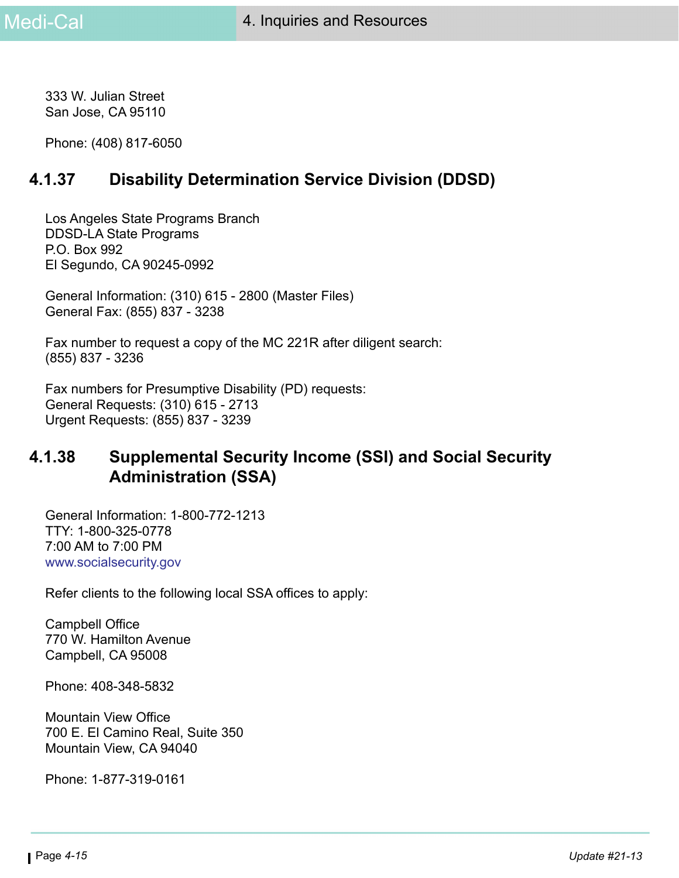333 W. Julian Street
San Jose, CA 95110

Phone: (408) 817-6050

### 4.1.37 Disability Determination Service Division (DDSD)

Los Angeles State Programs Branch
DDSD-LA State Programs
P.O. Box 992
El Segundo, CA 90245-0992

General Information: (310) 615 - 2800 (Master Files)
General Fax: (855) 837 - 3238

Fax number to request a copy of the MC 221R after diligent search:
(855) 837 - 3236

Fax numbers for Presumptive Disability (PD) requests:
General Requests: (310) 615 - 2713
Urgent Requests: (855) 837 - 3239

### 4.1.38 Supplemental Security Income (SSI) and Social Security Administration (SSA)

General Information: 1-800-772-1213
TTY: 1-800-325-0778
7:00 AM to 7:00 PM
www.socialsecurity.gov

Refer clients to the following local SSA offices to apply:

Campbell Office
770 W. Hamilton Avenue
Campbell, CA 95008

Phone: 408-348-5832

Mountain View Office
700 E. El Camino Real, Suite 350
Mountain View, CA 94040

Phone: 1-877-319-0161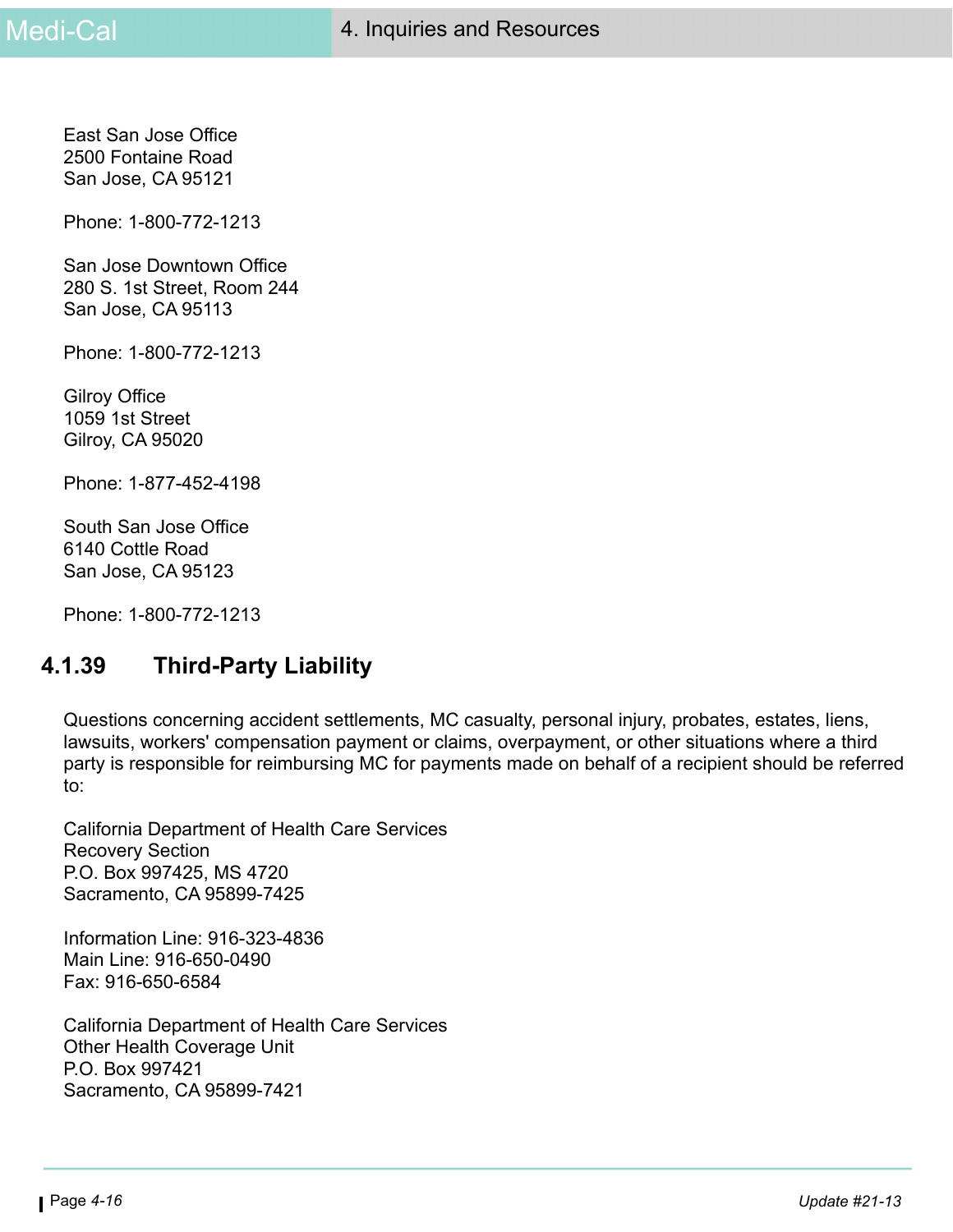East San Jose Office
2500 Fontaine Road
San Jose, CA 95121

Phone: 1-800-772-1213

San Jose Downtown Office
280 S. 1st Street, Room 244
San Jose, CA 95113

Phone: 1-800-772-1213

Gilroy Office
1059 1st Street
Gilroy, CA 95020

Phone: 1-877-452-4198

South San Jose Office
6140 Cottle Road
San Jose, CA 95123

Phone: 1-800-772-1213

### 4.1.39 Third-Party Liability

Questions concerning accident settlements, MC casualty, personal injury, probates, estates, liens, lawsuits, workers' compensation payment or claims, overpayment, or other situations where a third party is responsible for reimbursing MC for payments made on behalf of a recipient should be referred to:

California Department of Health Care Services
Recovery Section
P.O. Box 997425, MS 4720
Sacramento, CA 95899-7425

Information Line: 916-323-4836
Main Line: 916-650-0490
Fax: 916-650-6584

California Department of Health Care Services
Other Health Coverage Unit
P.O. Box 997421
Sacramento, CA 95899-7421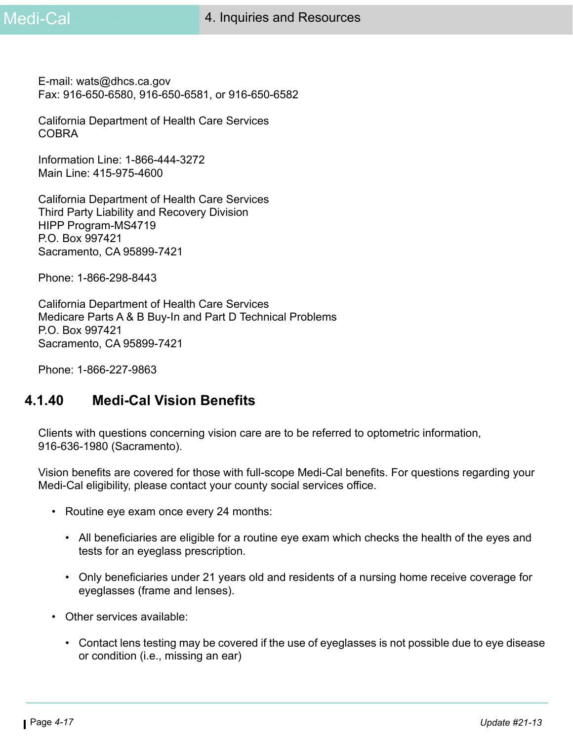E-mail: wats@dhcs.ca.gov
Fax: 916-650-6580, 916-650-6581, or 916-650-6582

California Department of Health Care Services
COBRA

Information Line: 1-866-444-3272
Main Line: 415-975-4600

California Department of Health Care Services
Third Party Liability and Recovery Division
HIPP Program-MS4719
P.O. Box 997421
Sacramento, CA 95899-7421

Phone: 1-866-298-8443

California Department of Health Care Services
Medicare Parts A & B Buy-In and Part D Technical Problems
P.O. Box 997421
Sacramento, CA 95899-7421

Phone: 1-866-227-9863

### 4.1.40 Medi-Cal Vision Benefits

Clients with questions concerning vision care are to be referred to optometric information, 916-636-1980 (Sacramento).

Vision benefits are covered for those with full-scope Medi-Cal benefits. For questions regarding your Medi-Cal eligibility, please contact your county social services office.

- Routine eye exam once every 24 months:
  - All beneficiaries are eligible for a routine eye exam which checks the health of the eyes and tests for an eyeglass prescription.
  - Only beneficiaries under 21 years old and residents of a nursing home receive coverage for eyeglasses (frame and lenses).
- Other services available:
  - Contact lens testing may be covered if the use of eyeglasses is not possible due to eye disease or condition (i.e., missing an ear)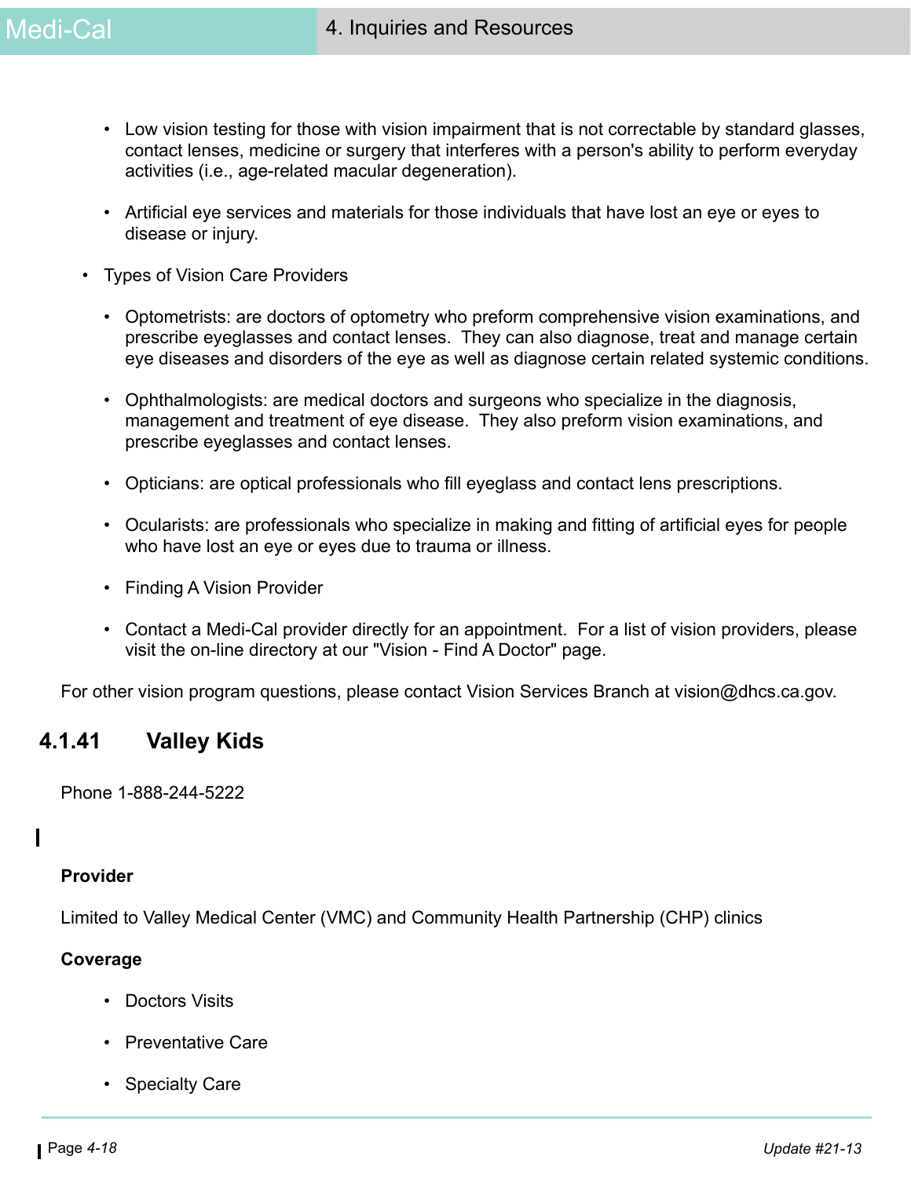- Low vision testing for those with vision impairment that is not correctable by standard glasses, contact lenses, medicine or surgery that interferes with a person's ability to perform everyday activities (i.e., age-related macular degeneration).
- Artificial eye services and materials for those individuals that have lost an eye or eyes to disease or injury.

- Types of Vision Care Providers
  - Optometrists: are doctors of optometry who preform comprehensive vision examinations, and prescribe eyeglasses and contact lenses. They can also diagnose, treat and manage certain eye diseases and disorders of the eye as well as diagnose certain related systemic conditions.
  - Ophthalmologists: are medical doctors and surgeons who specialize in the diagnosis, management and treatment of eye disease. They also preform vision examinations, and prescribe eyeglasses and contact lenses.
  - Opticians: are optical professionals who fill eyeglass and contact lens prescriptions.
  - Ocularists: are professionals who specialize in making and fitting of artificial eyes for people who have lost an eye or eyes due to trauma or illness.
  - Finding A Vision Provider
  - Contact a Medi-Cal provider directly for an appointment. For a list of vision providers, please visit the on-line directory at our "Vision - Find A Doctor" page.

For other vision program questions, please contact Vision Services Branch at vision@dhcs.ca.gov.

### 4.1.41 Valley Kids

Phone 1-888-244-5222

**Provider**

Limited to Valley Medical Center (VMC) and Community Health Partnership (CHP) clinics

**Coverage**

- Doctors Visits
- Preventative Care
- Specialty Care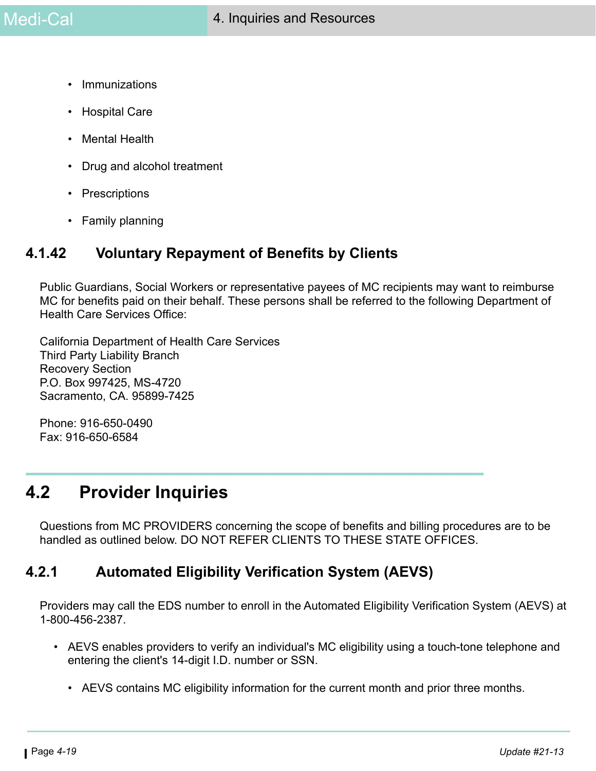- Immunizations
- Hospital Care
- Mental Health
- Drug and alcohol treatment
- Prescriptions
- Family planning

### 4.1.42 Voluntary Repayment of Benefits by Clients

Public Guardians, Social Workers or representative payees of MC recipients may want to reimburse MC for benefits paid on their behalf. These persons shall be referred to the following Department of Health Care Services Office:

California Department of Health Care Services
Third Party Liability Branch
Recovery Section
P.O. Box 997425, MS-4720
Sacramento, CA. 95899-7425

Phone: 916-650-0490
Fax: 916-650-6584

## 4.2 Provider Inquiries

Questions from MC PROVIDERS concerning the scope of benefits and billing procedures are to be handled as outlined below. DO NOT REFER CLIENTS TO THESE STATE OFFICES.

### 4.2.1 Automated Eligibility Verification System (AEVS)

Providers may call the EDS number to enroll in the Automated Eligibility Verification System (AEVS) at 1-800-456-2387.

- AEVS enables providers to verify an individual's MC eligibility using a touch-tone telephone and entering the client's 14-digit I.D. number or SSN.
  - AEVS contains MC eligibility information for the current month and prior three months.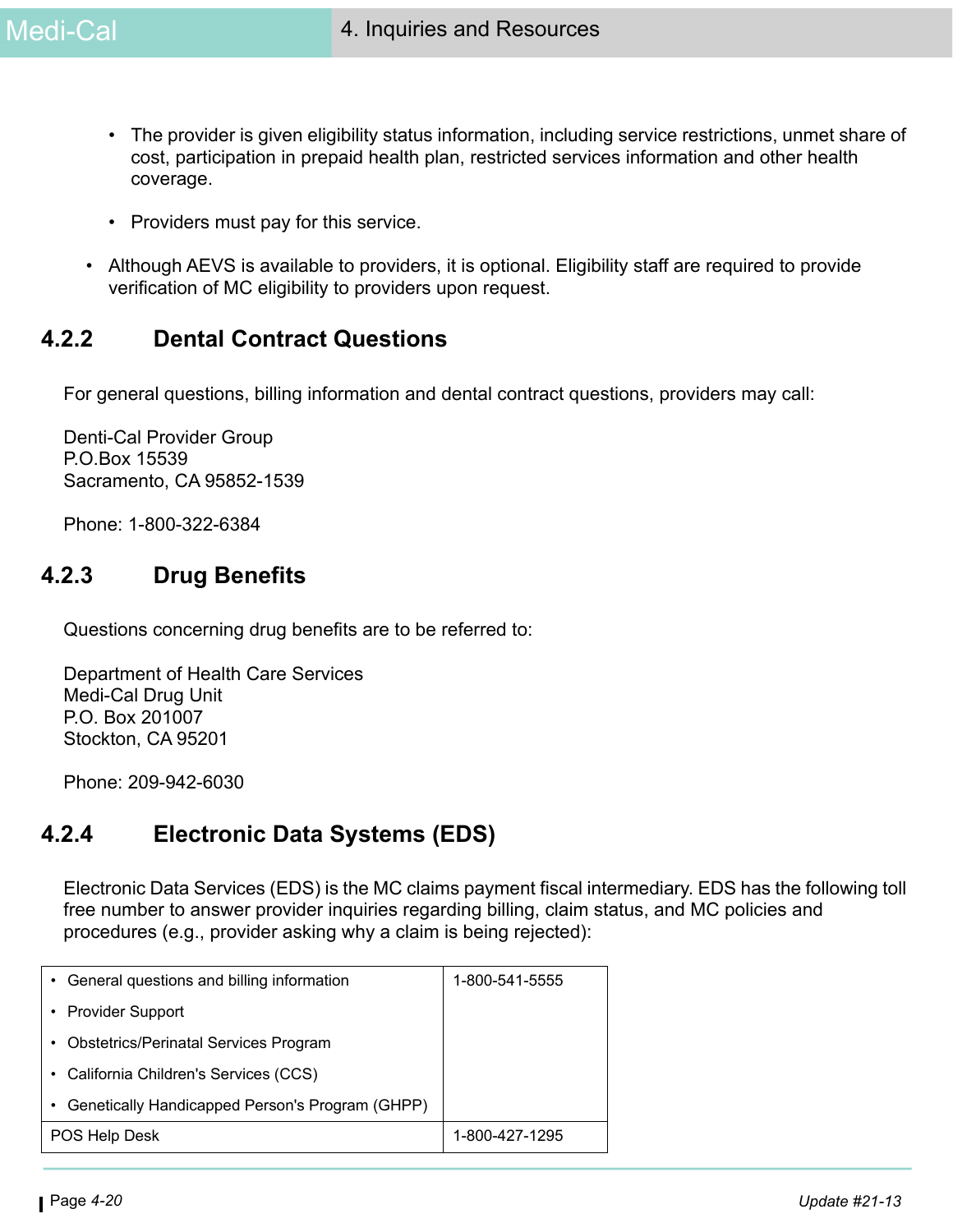- The provider is given eligibility status information, including service restrictions, unmet share of cost, participation in prepaid health plan, restricted services information and other health coverage.
  - Providers must pay for this service.
- Although AEVS is available to providers, it is optional. Eligibility staff are required to provide verification of MC eligibility to providers upon request.

### 4.2.2 Dental Contract Questions

For general questions, billing information and dental contract questions, providers may call:

Denti-Cal Provider Group
P.O.Box 15539
Sacramento, CA 95852-1539

Phone: 1-800-322-6384

### 4.2.3 Drug Benefits

Questions concerning drug benefits are to be referred to:

Department of Health Care Services
Medi-Cal Drug Unit
P.O. Box 201007
Stockton, CA 95201

Phone: 209-942-6030

### 4.2.4 Electronic Data Systems (EDS)

Electronic Data Services (EDS) is the MC claims payment fiscal intermediary. EDS has the following toll free number to answer provider inquiries regarding billing, claim status, and MC policies and procedures (e.g., provider asking why a claim is being rejected):

| | |
|---|---|
| • General questions and billing information<br>• Provider Support<br>• Obstetrics/Perinatal Services Program<br>• California Children's Services (CCS)<br>• Genetically Handicapped Person's Program (GHPP) | 1-800-541-5555 |
| POS Help Desk | 1-800-427-1295 |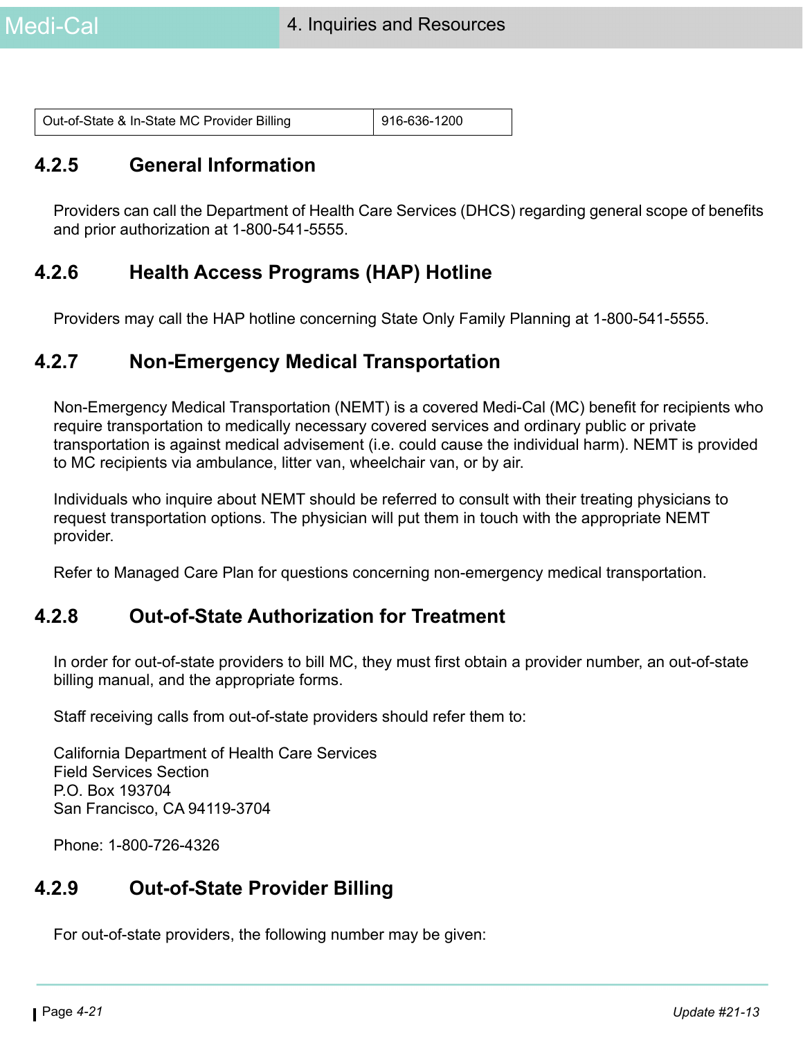| Out-of-State & In-State MC Provider Billing | 916-636-1200 |
|---|---|

### 4.2.5 General Information

Providers can call the Department of Health Care Services (DHCS) regarding general scope of benefits and prior authorization at 1-800-541-5555.

### 4.2.6 Health Access Programs (HAP) Hotline

Providers may call the HAP hotline concerning State Only Family Planning at 1-800-541-5555.

### 4.2.7 Non-Emergency Medical Transportation

Non-Emergency Medical Transportation (NEMT) is a covered Medi-Cal (MC) benefit for recipients who require transportation to medically necessary covered services and ordinary public or private transportation is against medical advisement (i.e. could cause the individual harm). NEMT is provided to MC recipients via ambulance, litter van, wheelchair van, or by air.

Individuals who inquire about NEMT should be referred to consult with their treating physicians to request transportation options. The physician will put them in touch with the appropriate NEMT provider.

Refer to Managed Care Plan for questions concerning non-emergency medical transportation.

### 4.2.8 Out-of-State Authorization for Treatment

In order for out-of-state providers to bill MC, they must first obtain a provider number, an out-of-state billing manual, and the appropriate forms.

Staff receiving calls from out-of-state providers should refer them to:

California Department of Health Care Services
Field Services Section
P.O. Box 193704
San Francisco, CA 94119-3704

Phone: 1-800-726-4326

### 4.2.9 Out-of-State Provider Billing

For out-of-state providers, the following number may be given: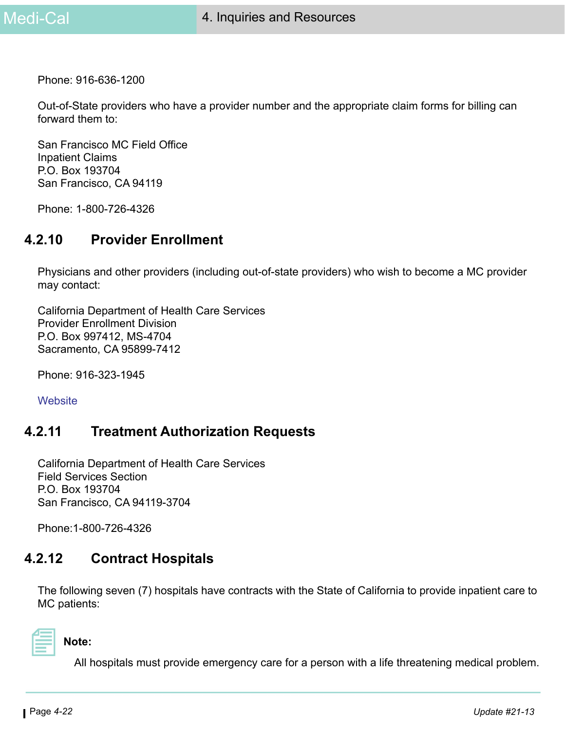Phone: 916-636-1200

Out-of-State providers who have a provider number and the appropriate claim forms for billing can forward them to:

San Francisco MC Field Office
Inpatient Claims
P.O. Box 193704
San Francisco, CA 94119

Phone: 1-800-726-4326

### 4.2.10 Provider Enrollment

Physicians and other providers (including out-of-state providers) who wish to become a MC provider may contact:

California Department of Health Care Services
Provider Enrollment Division
P.O. Box 997412, MS-4704
Sacramento, CA 95899-7412

Phone: 916-323-1945

Website

### 4.2.11 Treatment Authorization Requests

California Department of Health Care Services
Field Services Section
P.O. Box 193704
San Francisco, CA 94119-3704

Phone:1-800-726-4326

### 4.2.12 Contract Hospitals

The following seven (7) hospitals have contracts with the State of California to provide inpatient care to MC patients:

**Note:**

All hospitals must provide emergency care for a person with a life threatening medical problem.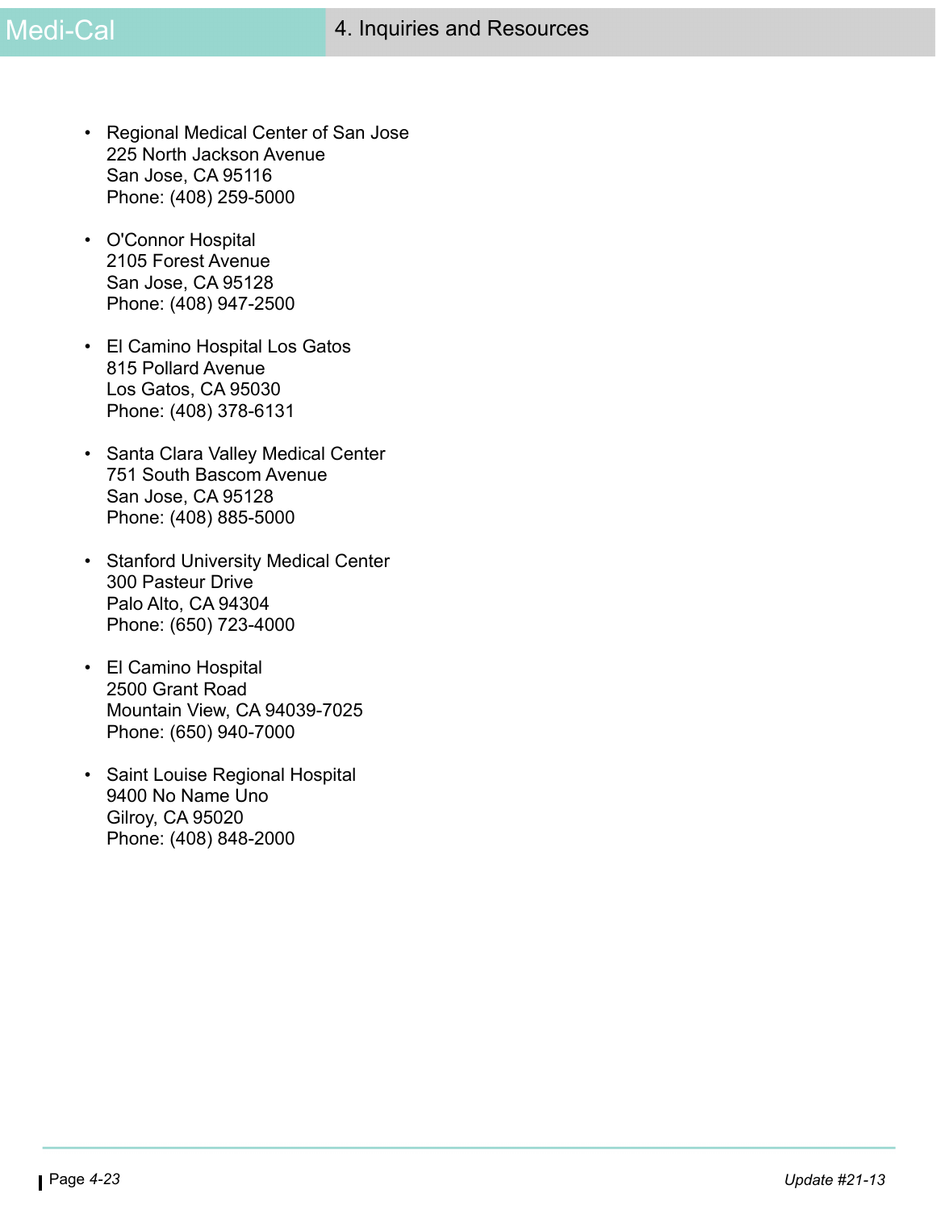- Regional Medical Center of San Jose
  225 North Jackson Avenue
  San Jose, CA 95116
  Phone: (408) 259-5000

- O'Connor Hospital
  2105 Forest Avenue
  San Jose, CA 95128
  Phone: (408) 947-2500

- El Camino Hospital Los Gatos
  815 Pollard Avenue
  Los Gatos, CA 95030
  Phone: (408) 378-6131

- Santa Clara Valley Medical Center
  751 South Bascom Avenue
  San Jose, CA 95128
  Phone: (408) 885-5000

- Stanford University Medical Center
  300 Pasteur Drive
  Palo Alto, CA 94304
  Phone: (650) 723-4000

- El Camino Hospital
  2500 Grant Road
  Mountain View, CA 94039-7025
  Phone: (650) 940-7000

- Saint Louise Regional Hospital
  9400 No Name Uno
  Gilroy, CA 95020
  Phone: (408) 848-2000